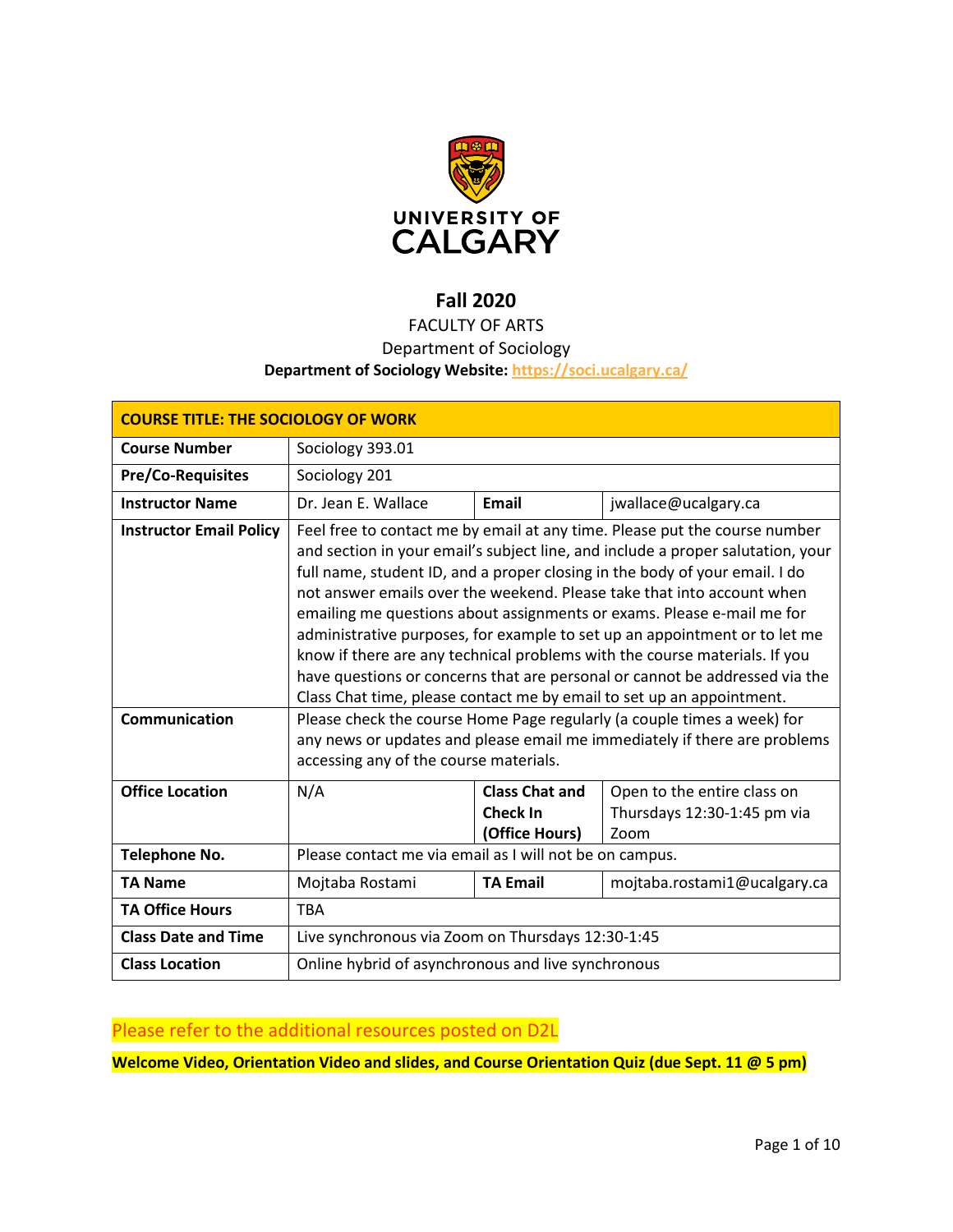UNIVERSITY OF CALGARY

# Fall 2020

FACULTY OF ARTS

Department of Sociology

**Department of Sociology Website:** https://soci.ucalgary.ca/

| **COURSE TITLE: THE SOCIOLOGY OF WORK** | | | |
|---|---|---|---|
| **Course Number** | Sociology 393.01 | | |
| **Pre/Co-Requisites** | Sociology 201 | | |
| **Instructor Name** | Dr. Jean E. Wallace | **Email** | jwallace@ucalgary.ca |
| **Instructor Email Policy** | Feel free to contact me by email at any time. Please put the course number and section in your email's subject line, and include a proper salutation, your full name, student ID, and a proper closing in the body of your email. I do not answer emails over the weekend. Please take that into account when emailing me questions about assignments or exams. Please e-mail me for administrative purposes, for example to set up an appointment or to let me know if there are any technical problems with the course materials. If you have questions or concerns that are personal or cannot be addressed via the Class Chat time, please contact me by email to set up an appointment. | | |
| **Communication** | Please check the course Home Page regularly (a couple times a week) for any news or updates and please email me immediately if there are problems accessing any of the course materials. | | |
| **Office Location** | N/A | **Class Chat and Check In (Office Hours)** | Open to the entire class on Thursdays 12:30-1:45 pm via Zoom |
| **Telephone No.** | Please contact me via email as I will not be on campus. | | |
| **TA Name** | Mojtaba Rostami | **TA Email** | mojtaba.rostami1@ucalgary.ca |
| **TA Office Hours** | TBA | | |
| **Class Date and Time** | Live synchronous via Zoom on Thursdays 12:30-1:45 | | |
| **Class Location** | Online hybrid of asynchronous and live synchronous | | |

Please refer to the additional resources posted on D2L

**Welcome Video, Orientation Video and slides, and Course Orientation Quiz (due Sept. 11 @ 5 pm)**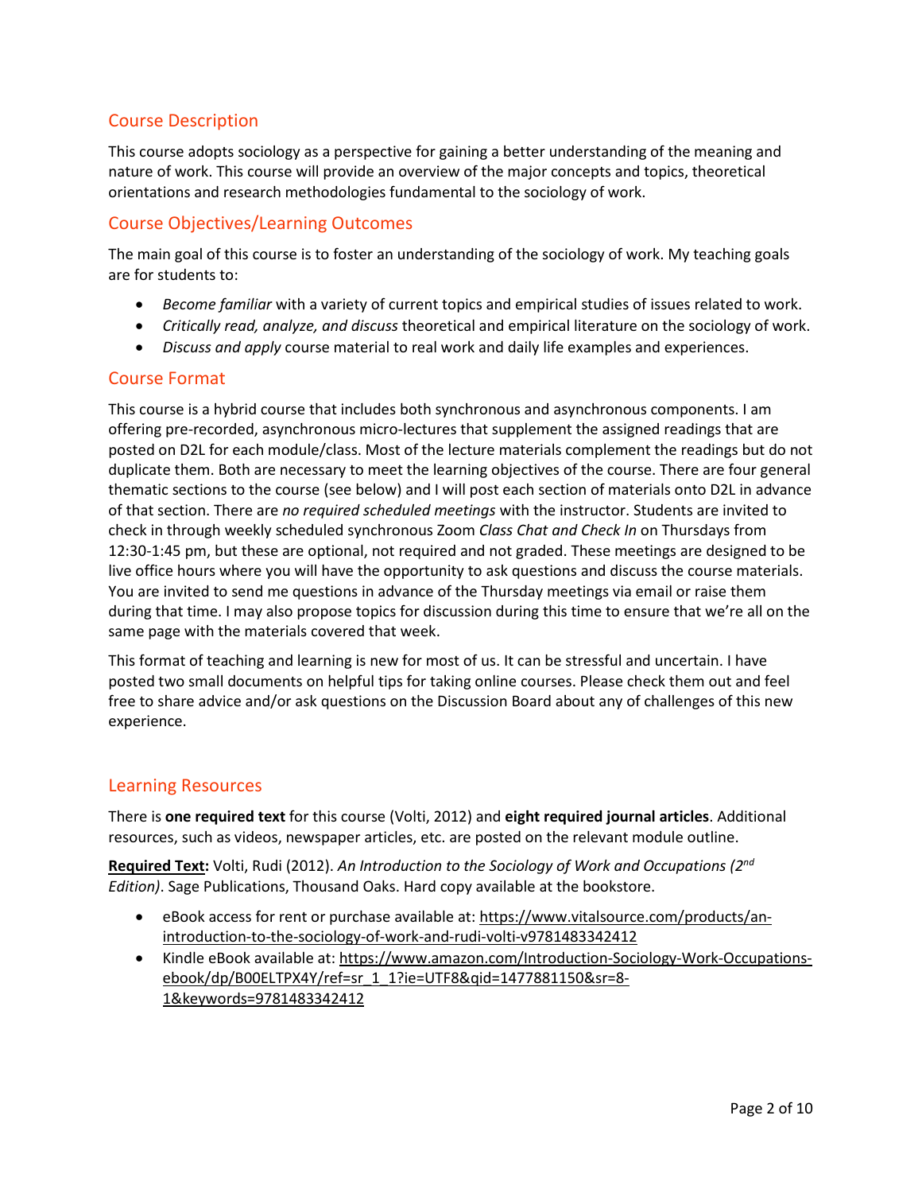## Course Description

This course adopts sociology as a perspective for gaining a better understanding of the meaning and nature of work. This course will provide an overview of the major concepts and topics, theoretical orientations and research methodologies fundamental to the sociology of work.

## Course Objectives/Learning Outcomes

The main goal of this course is to foster an understanding of the sociology of work. My teaching goals are for students to:

- *Become familiar* with a variety of current topics and empirical studies of issues related to work.
- *Critically read, analyze, and discuss* theoretical and empirical literature on the sociology of work.
- *Discuss and apply* course material to real work and daily life examples and experiences.

## Course Format

This course is a hybrid course that includes both synchronous and asynchronous components. I am offering pre-recorded, asynchronous micro-lectures that supplement the assigned readings that are posted on D2L for each module/class. Most of the lecture materials complement the readings but do not duplicate them. Both are necessary to meet the learning objectives of the course. There are four general thematic sections to the course (see below) and I will post each section of materials onto D2L in advance of that section. There are *no required scheduled meetings* with the instructor. Students are invited to check in through weekly scheduled synchronous Zoom *Class Chat and Check In* on Thursdays from 12:30-1:45 pm, but these are optional, not required and not graded. These meetings are designed to be live office hours where you will have the opportunity to ask questions and discuss the course materials. You are invited to send me questions in advance of the Thursday meetings via email or raise them during that time. I may also propose topics for discussion during this time to ensure that we're all on the same page with the materials covered that week.

This format of teaching and learning is new for most of us. It can be stressful and uncertain. I have posted two small documents on helpful tips for taking online courses. Please check them out and feel free to share advice and/or ask questions on the Discussion Board about any of challenges of this new experience.

## Learning Resources

There is **one required text** for this course (Volti, 2012) and **eight required journal articles**. Additional resources, such as videos, newspaper articles, etc. are posted on the relevant module outline.

**Required Text:** Volti, Rudi (2012). *An Introduction to the Sociology of Work and Occupations (2nd Edition)*. Sage Publications, Thousand Oaks. Hard copy available at the bookstore.

- eBook access for rent or purchase available at: https://www.vitalsource.com/products/an-introduction-to-the-sociology-of-work-and-rudi-volti-v9781483342412
- Kindle eBook available at: https://www.amazon.com/Introduction-Sociology-Work-Occupations-ebook/dp/B00ELTPX4Y/ref=sr_1_1?ie=UTF8&qid=1477881150&sr=8-1&keywords=9781483342412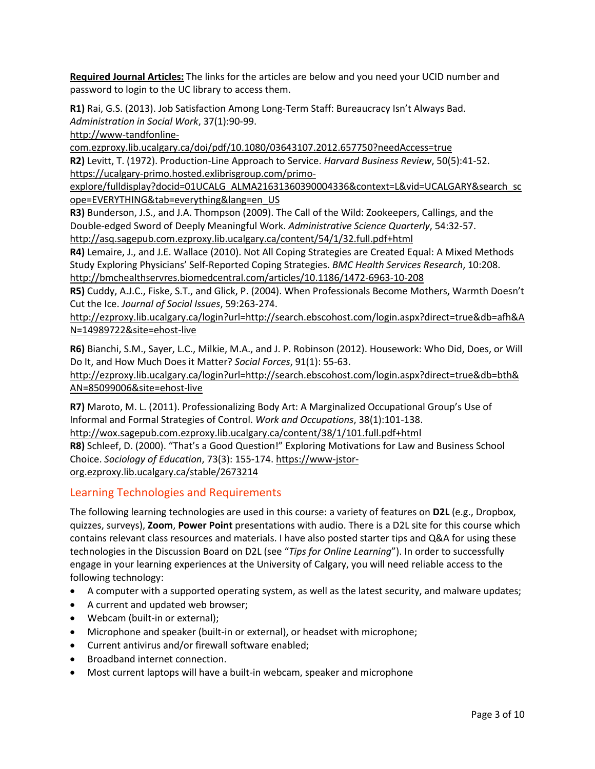**Required Journal Articles:** The links for the articles are below and you need your UCID number and password to login to the UC library to access them.

**R1)** Rai, G.S. (2013). Job Satisfaction Among Long-Term Staff: Bureaucracy Isn't Always Bad. *Administration in Social Work*, 37(1):90-99.
http://www-tandfonline-com.ezproxy.lib.ucalgary.ca/doi/pdf/10.1080/03643107.2012.657750?needAccess=true

**R2)** Levitt, T. (1972). Production-Line Approach to Service. *Harvard Business Review*, 50(5):41-52.
https://ucalgary-primo.hosted.exlibrisgroup.com/primo-explore/fulldisplay?docid=01UCALG_ALMA21631360390004336&context=L&vid=UCALGARY&search_scope=EVERYTHING&tab=everything&lang=en_US

**R3)** Bunderson, J.S., and J.A. Thompson (2009). The Call of the Wild: Zookeepers, Callings, and the Double-edged Sword of Deeply Meaningful Work. *Administrative Science Quarterly*, 54:32-57.
http://asq.sagepub.com.ezproxy.lib.ucalgary.ca/content/54/1/32.full.pdf+html

**R4)** Lemaire, J., and J.E. Wallace (2010). Not All Coping Strategies are Created Equal: A Mixed Methods Study Exploring Physicians' Self-Reported Coping Strategies. *BMC Health Services Research*, 10:208.
http://bmchealthservres.biomedcentral.com/articles/10.1186/1472-6963-10-208

**R5)** Cuddy, A.J.C., Fiske, S.T., and Glick, P. (2004). When Professionals Become Mothers, Warmth Doesn't Cut the Ice. *Journal of Social Issues*, 59:263-274.
http://ezproxy.lib.ucalgary.ca/login?url=http://search.ebscohost.com/login.aspx?direct=true&db=afh&AN=14989722&site=ehost-live

**R6)** Bianchi, S.M., Sayer, L.C., Milkie, M.A., and J. P. Robinson (2012). Housework: Who Did, Does, or Will Do It, and How Much Does it Matter? *Social Forces*, 91(1): 55-63.
http://ezproxy.lib.ucalgary.ca/login?url=http://search.ebscohost.com/login.aspx?direct=true&db=bth&AN=85099006&site=ehost-live

**R7)** Maroto, M. L. (2011). Professionalizing Body Art: A Marginalized Occupational Group's Use of Informal and Formal Strategies of Control. *Work and Occupations*, 38(1):101-138.
http://wox.sagepub.com.ezproxy.lib.ucalgary.ca/content/38/1/101.full.pdf+html

**R8)** Schleef, D. (2000). "That's a Good Question!" Exploring Motivations for Law and Business School Choice. *Sociology of Education*, 73(3): 155-174. https://www-jstor-org.ezproxy.lib.ucalgary.ca/stable/2673214

## Learning Technologies and Requirements

The following learning technologies are used in this course: a variety of features on **D2L** (e.g., Dropbox, quizzes, surveys), **Zoom**, **Power Point** presentations with audio. There is a D2L site for this course which contains relevant class resources and materials. I have also posted starter tips and Q&A for using these technologies in the Discussion Board on D2L (see "*Tips for Online Learning*"). In order to successfully engage in your learning experiences at the University of Calgary, you will need reliable access to the following technology:

- A computer with a supported operating system, as well as the latest security, and malware updates;
- A current and updated web browser;
- Webcam (built-in or external);
- Microphone and speaker (built-in or external), or headset with microphone;
- Current antivirus and/or firewall software enabled;
- Broadband internet connection.
- Most current laptops will have a built-in webcam, speaker and microphone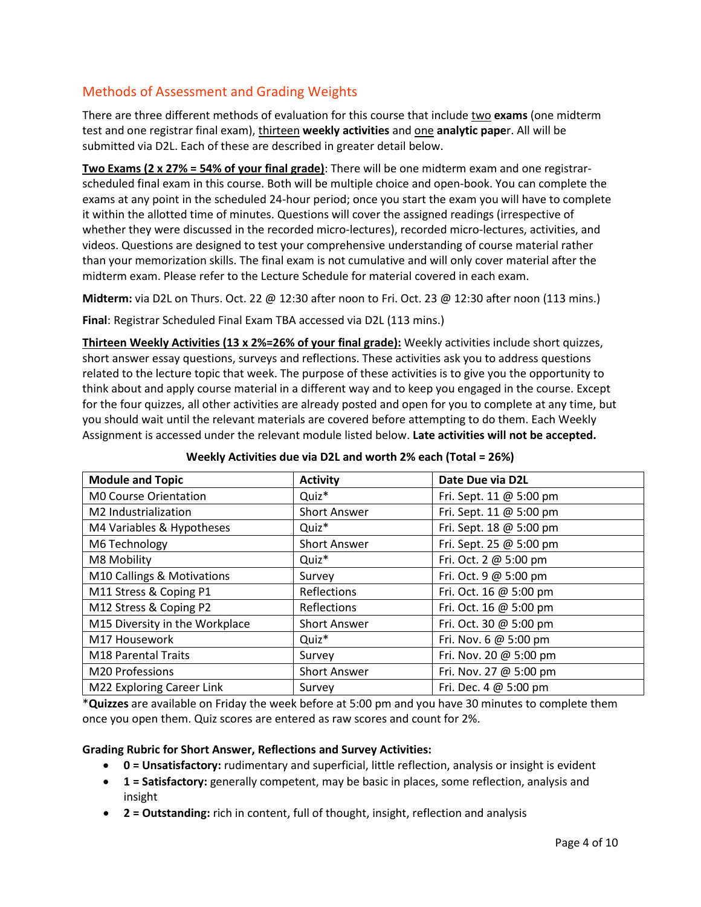## Methods of Assessment and Grading Weights

There are three different methods of evaluation for this course that include two **exams** (one midterm test and one registrar final exam), thirteen **weekly activities** and one **analytic pape**r. All will be submitted via D2L. Each of these are described in greater detail below.

**Two Exams (2 x 27% = 54% of your final grade)**: There will be one midterm exam and one registrar-scheduled final exam in this course. Both will be multiple choice and open-book. You can complete the exams at any point in the scheduled 24-hour period; once you start the exam you will have to complete it within the allotted time of minutes. Questions will cover the assigned readings (irrespective of whether they were discussed in the recorded micro-lectures), recorded micro-lectures, activities, and videos. Questions are designed to test your comprehensive understanding of course material rather than your memorization skills. The final exam is not cumulative and will only cover material after the midterm exam. Please refer to the Lecture Schedule for material covered in each exam.

**Midterm:** via D2L on Thurs. Oct. 22 @ 12:30 after noon to Fri. Oct. 23 @ 12:30 after noon (113 mins.)

**Final**: Registrar Scheduled Final Exam TBA accessed via D2L (113 mins.)

**Thirteen Weekly Activities (13 x 2%=26% of your final grade):** Weekly activities include short quizzes, short answer essay questions, surveys and reflections. These activities ask you to address questions related to the lecture topic that week. The purpose of these activities is to give you the opportunity to think about and apply course material in a different way and to keep you engaged in the course. Except for the four quizzes, all other activities are already posted and open for you to complete at any time, but you should wait until the relevant materials are covered before attempting to do them. Each Weekly Assignment is accessed under the relevant module listed below. **Late activities will not be accepted.**

**Weekly Activities due via D2L and worth 2% each (Total = 26%)**

| Module and Topic | Activity | Date Due via D2L |
|---|---|---|
| M0 Course Orientation | Quiz* | Fri. Sept. 11 @ 5:00 pm |
| M2 Industrialization | Short Answer | Fri. Sept. 11 @ 5:00 pm |
| M4 Variables & Hypotheses | Quiz* | Fri. Sept. 18 @ 5:00 pm |
| M6 Technology | Short Answer | Fri. Sept. 25 @ 5:00 pm |
| M8 Mobility | Quiz* | Fri. Oct. 2 @ 5:00 pm |
| M10 Callings & Motivations | Survey | Fri. Oct. 9 @ 5:00 pm |
| M11 Stress & Coping P1 | Reflections | Fri. Oct. 16 @ 5:00 pm |
| M12 Stress & Coping P2 | Reflections | Fri. Oct. 16 @ 5:00 pm |
| M15 Diversity in the Workplace | Short Answer | Fri. Oct. 30 @ 5:00 pm |
| M17 Housework | Quiz* | Fri. Nov. 6 @ 5:00 pm |
| M18 Parental Traits | Survey | Fri. Nov. 20 @ 5:00 pm |
| M20 Professions | Short Answer | Fri. Nov. 27 @ 5:00 pm |
| M22 Exploring Career Link | Survey | Fri. Dec. 4 @ 5:00 pm |

***Quizzes** are available on Friday the week before at 5:00 pm and you have 30 minutes to complete them once you open them. Quiz scores are entered as raw scores and count for 2%.

**Grading Rubric for Short Answer, Reflections and Survey Activities:**

- **0 = Unsatisfactory:** rudimentary and superficial, little reflection, analysis or insight is evident
- **1 = Satisfactory:** generally competent, may be basic in places, some reflection, analysis and insight
- **2 = Outstanding:** rich in content, full of thought, insight, reflection and analysis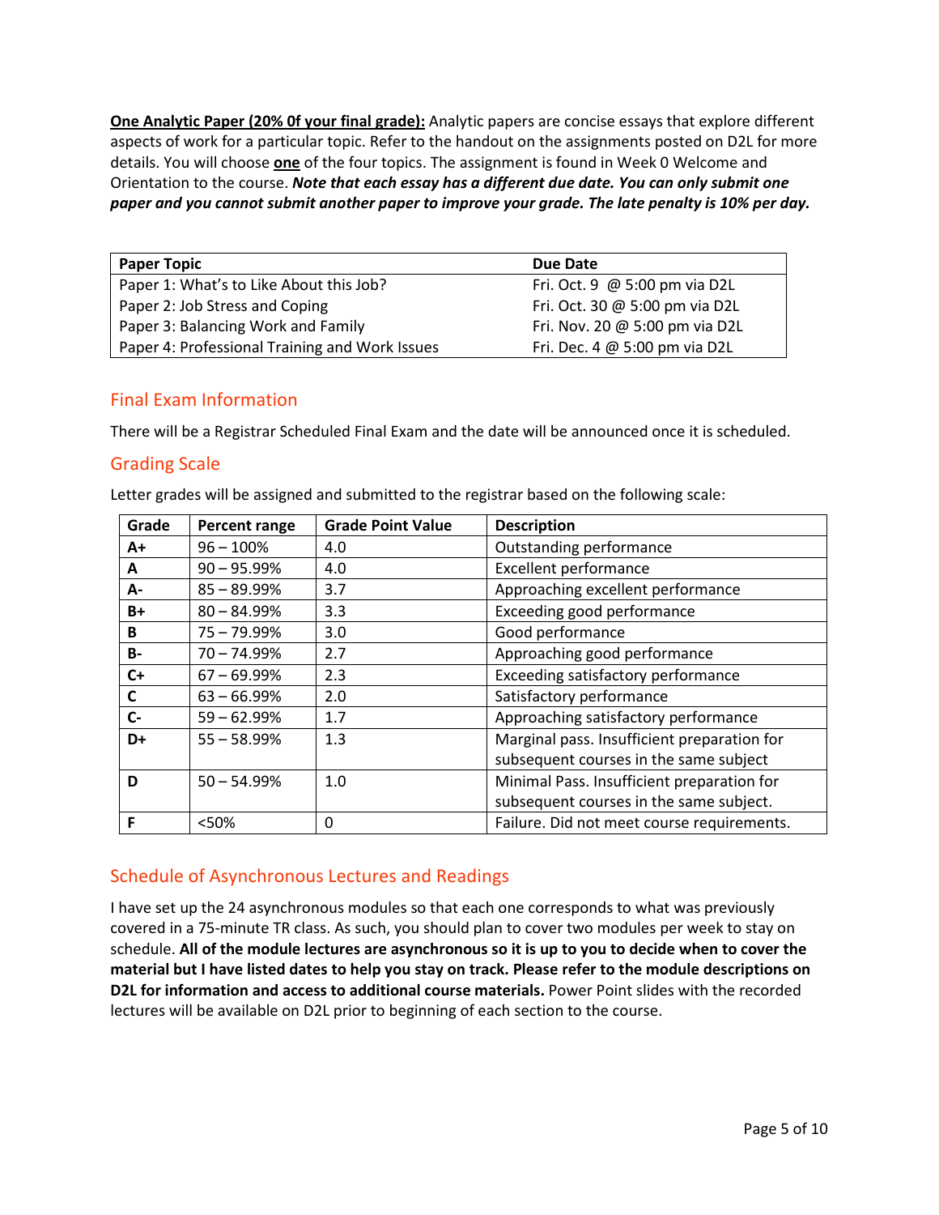**<u>One Analytic Paper (20% 0f your final grade):</u>** Analytic papers are concise essays that explore different aspects of work for a particular topic. Refer to the handout on the assignments posted on D2L for more details. You will choose **<u>one</u>** of the four topics. The assignment is found in Week 0 Welcome and Orientation to the course. ***Note that each essay has a different due date. You can only submit one paper and you cannot submit another paper to improve your grade. The late penalty is 10% per day.***

| Paper Topic | Due Date |
|---|---|
| Paper 1: What's to Like About this Job? | Fri. Oct. 9 @ 5:00 pm via D2L |
| Paper 2: Job Stress and Coping | Fri. Oct. 30 @ 5:00 pm via D2L |
| Paper 3: Balancing Work and Family | Fri. Nov. 20 @ 5:00 pm via D2L |
| Paper 4: Professional Training and Work Issues | Fri. Dec. 4 @ 5:00 pm via D2L |

## Final Exam Information

There will be a Registrar Scheduled Final Exam and the date will be announced once it is scheduled.

## Grading Scale

Letter grades will be assigned and submitted to the registrar based on the following scale:

| Grade | Percent range | Grade Point Value | Description |
|---|---|---|---|
| **A+** | 96 – 100% | 4.0 | Outstanding performance |
| **A** | 90 – 95.99% | 4.0 | Excellent performance |
| **A-** | 85 – 89.99% | 3.7 | Approaching excellent performance |
| **B+** | 80 – 84.99% | 3.3 | Exceeding good performance |
| **B** | 75 – 79.99% | 3.0 | Good performance |
| **B-** | 70 – 74.99% | 2.7 | Approaching good performance |
| **C+** | 67 – 69.99% | 2.3 | Exceeding satisfactory performance |
| **C** | 63 – 66.99% | 2.0 | Satisfactory performance |
| **C-** | 59 – 62.99% | 1.7 | Approaching satisfactory performance |
| **D+** | 55 – 58.99% | 1.3 | Marginal pass. Insufficient preparation for subsequent courses in the same subject |
| **D** | 50 – 54.99% | 1.0 | Minimal Pass. Insufficient preparation for subsequent courses in the same subject. |
| **F** | <50% | 0 | Failure. Did not meet course requirements. |

## Schedule of Asynchronous Lectures and Readings

I have set up the 24 asynchronous modules so that each one corresponds to what was previously covered in a 75-minute TR class. As such, you should plan to cover two modules per week to stay on schedule. **All of the module lectures are asynchronous so it is up to you to decide when to cover the material but I have listed dates to help you stay on track. Please refer to the module descriptions on D2L for information and access to additional course materials.** Power Point slides with the recorded lectures will be available on D2L prior to beginning of each section to the course.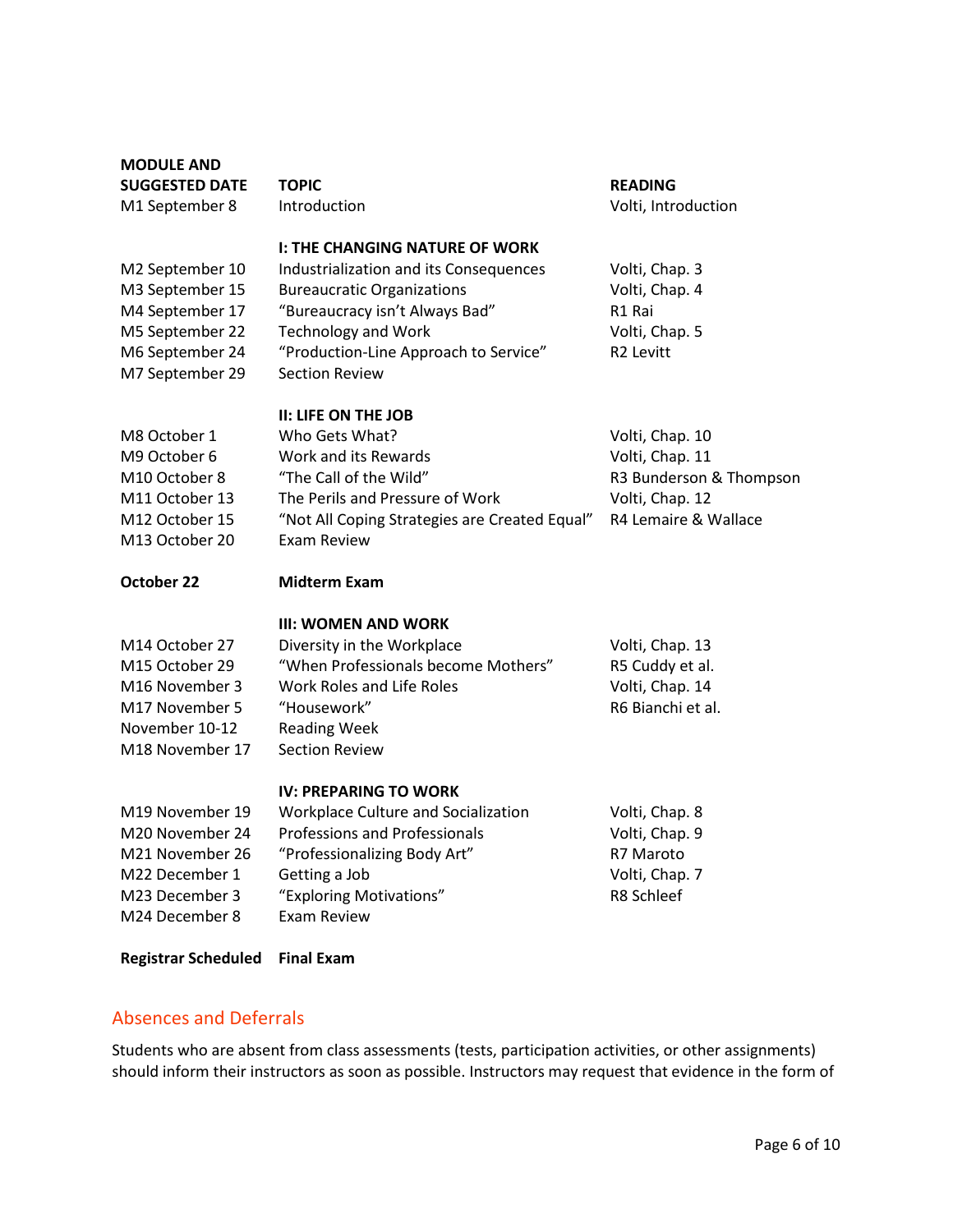| MODULE AND SUGGESTED DATE | TOPIC | READING |
|---|---|---|
| M1 September 8 | Introduction | Volti, Introduction |
| | **I: THE CHANGING NATURE OF WORK** | |
| M2 September 10 | Industrialization and its Consequences | Volti, Chap. 3 |
| M3 September 15 | Bureaucratic Organizations | Volti, Chap. 4 |
| M4 September 17 | "Bureaucracy isn't Always Bad" | R1 Rai |
| M5 September 22 | Technology and Work | Volti, Chap. 5 |
| M6 September 24 | "Production-Line Approach to Service" | R2 Levitt |
| M7 September 29 | Section Review | |
| | **II: LIFE ON THE JOB** | |
| M8 October 1 | Who Gets What? | Volti, Chap. 10 |
| M9 October 6 | Work and its Rewards | Volti, Chap. 11 |
| M10 October 8 | "The Call of the Wild" | R3 Bunderson & Thompson |
| M11 October 13 | The Perils and Pressure of Work | Volti, Chap. 12 |
| M12 October 15 | "Not All Coping Strategies are Created Equal" | R4 Lemaire & Wallace |
| M13 October 20 | Exam Review | |
| **October 22** | **Midterm Exam** | |
| | **III: WOMEN AND WORK** | |
| M14 October 27 | Diversity in the Workplace | Volti, Chap. 13 |
| M15 October 29 | "When Professionals become Mothers" | R5 Cuddy et al. |
| M16 November 3 | Work Roles and Life Roles | Volti, Chap. 14 |
| M17 November 5 | "Housework" | R6 Bianchi et al. |
| November 10-12 | Reading Week | |
| M18 November 17 | Section Review | |
| | **IV: PREPARING TO WORK** | |
| M19 November 19 | Workplace Culture and Socialization | Volti, Chap. 8 |
| M20 November 24 | Professions and Professionals | Volti, Chap. 9 |
| M21 November 26 | "Professionalizing Body Art" | R7 Maroto |
| M22 December 1 | Getting a Job | Volti, Chap. 7 |
| M23 December 3 | "Exploring Motivations" | R8 Schleef |
| M24 December 8 | Exam Review | |
| **Registrar Scheduled** | **Final Exam** | |

## Absences and Deferrals

Students who are absent from class assessments (tests, participation activities, or other assignments) should inform their instructors as soon as possible. Instructors may request that evidence in the form of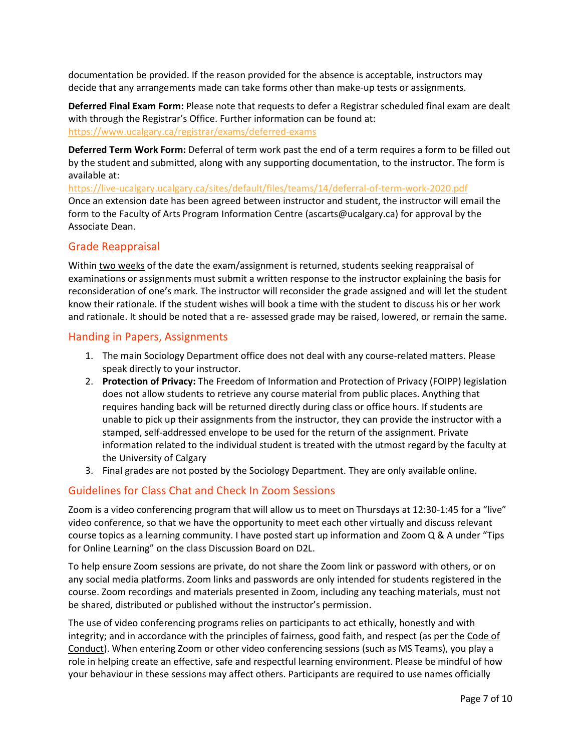documentation be provided. If the reason provided for the absence is acceptable, instructors may decide that any arrangements made can take forms other than make-up tests or assignments.

**Deferred Final Exam Form:** Please note that requests to defer a Registrar scheduled final exam are dealt with through the Registrar's Office. Further information can be found at: https://www.ucalgary.ca/registrar/exams/deferred-exams

**Deferred Term Work Form:** Deferral of term work past the end of a term requires a form to be filled out by the student and submitted, along with any supporting documentation, to the instructor. The form is available at:
https://live-ucalgary.ucalgary.ca/sites/default/files/teams/14/deferral-of-term-work-2020.pdf
Once an extension date has been agreed between instructor and student, the instructor will email the form to the Faculty of Arts Program Information Centre (ascarts@ucalgary.ca) for approval by the Associate Dean.

## Grade Reappraisal

Within two weeks of the date the exam/assignment is returned, students seeking reappraisal of examinations or assignments must submit a written response to the instructor explaining the basis for reconsideration of one's mark. The instructor will reconsider the grade assigned and will let the student know their rationale. If the student wishes will book a time with the student to discuss his or her work and rationale. It should be noted that a re- assessed grade may be raised, lowered, or remain the same.

## Handing in Papers, Assignments

1. The main Sociology Department office does not deal with any course-related matters. Please speak directly to your instructor.
2. **Protection of Privacy:** The Freedom of Information and Protection of Privacy (FOIPP) legislation does not allow students to retrieve any course material from public places. Anything that requires handing back will be returned directly during class or office hours. If students are unable to pick up their assignments from the instructor, they can provide the instructor with a stamped, self-addressed envelope to be used for the return of the assignment. Private information related to the individual student is treated with the utmost regard by the faculty at the University of Calgary
3. Final grades are not posted by the Sociology Department. They are only available online.

## Guidelines for Class Chat and Check In Zoom Sessions

Zoom is a video conferencing program that will allow us to meet on Thursdays at 12:30-1:45 for a "live" video conference, so that we have the opportunity to meet each other virtually and discuss relevant course topics as a learning community. I have posted start up information and Zoom Q & A under "Tips for Online Learning" on the class Discussion Board on D2L.

To help ensure Zoom sessions are private, do not share the Zoom link or password with others, or on any social media platforms. Zoom links and passwords are only intended for students registered in the course. Zoom recordings and materials presented in Zoom, including any teaching materials, must not be shared, distributed or published without the instructor's permission.

The use of video conferencing programs relies on participants to act ethically, honestly and with integrity; and in accordance with the principles of fairness, good faith, and respect (as per the Code of Conduct). When entering Zoom or other video conferencing sessions (such as MS Teams), you play a role in helping create an effective, safe and respectful learning environment. Please be mindful of how your behaviour in these sessions may affect others. Participants are required to use names officially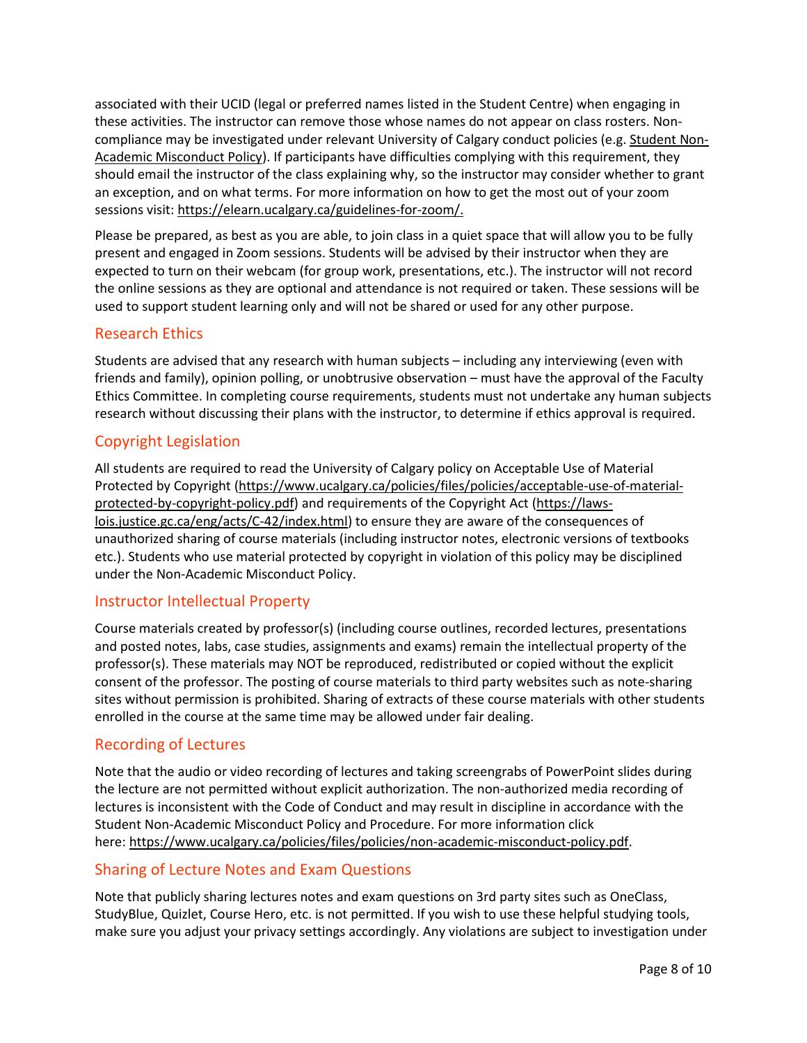associated with their UCID (legal or preferred names listed in the Student Centre) when engaging in these activities. The instructor can remove those whose names do not appear on class rosters. Non-compliance may be investigated under relevant University of Calgary conduct policies (e.g. Student Non-Academic Misconduct Policy). If participants have difficulties complying with this requirement, they should email the instructor of the class explaining why, so the instructor may consider whether to grant an exception, and on what terms. For more information on how to get the most out of your zoom sessions visit: https://elearn.ucalgary.ca/guidelines-for-zoom/.

Please be prepared, as best as you are able, to join class in a quiet space that will allow you to be fully present and engaged in Zoom sessions. Students will be advised by their instructor when they are expected to turn on their webcam (for group work, presentations, etc.). The instructor will not record the online sessions as they are optional and attendance is not required or taken. These sessions will be used to support student learning only and will not be shared or used for any other purpose.

## Research Ethics

Students are advised that any research with human subjects – including any interviewing (even with friends and family), opinion polling, or unobtrusive observation – must have the approval of the Faculty Ethics Committee. In completing course requirements, students must not undertake any human subjects research without discussing their plans with the instructor, to determine if ethics approval is required.

## Copyright Legislation

All students are required to read the University of Calgary policy on Acceptable Use of Material Protected by Copyright (https://www.ucalgary.ca/policies/files/policies/acceptable-use-of-material-protected-by-copyright-policy.pdf) and requirements of the Copyright Act (https://laws-lois.justice.gc.ca/eng/acts/C-42/index.html) to ensure they are aware of the consequences of unauthorized sharing of course materials (including instructor notes, electronic versions of textbooks etc.). Students who use material protected by copyright in violation of this policy may be disciplined under the Non-Academic Misconduct Policy.

## Instructor Intellectual Property

Course materials created by professor(s) (including course outlines, recorded lectures, presentations and posted notes, labs, case studies, assignments and exams) remain the intellectual property of the professor(s). These materials may NOT be reproduced, redistributed or copied without the explicit consent of the professor. The posting of course materials to third party websites such as note-sharing sites without permission is prohibited. Sharing of extracts of these course materials with other students enrolled in the course at the same time may be allowed under fair dealing.

## Recording of Lectures

Note that the audio or video recording of lectures and taking screengrabs of PowerPoint slides during the lecture are not permitted without explicit authorization. The non-authorized media recording of lectures is inconsistent with the Code of Conduct and may result in discipline in accordance with the Student Non-Academic Misconduct Policy and Procedure. For more information click here: https://www.ucalgary.ca/policies/files/policies/non-academic-misconduct-policy.pdf.

## Sharing of Lecture Notes and Exam Questions

Note that publicly sharing lectures notes and exam questions on 3rd party sites such as OneClass, StudyBlue, Quizlet, Course Hero, etc. is not permitted. If you wish to use these helpful studying tools, make sure you adjust your privacy settings accordingly. Any violations are subject to investigation under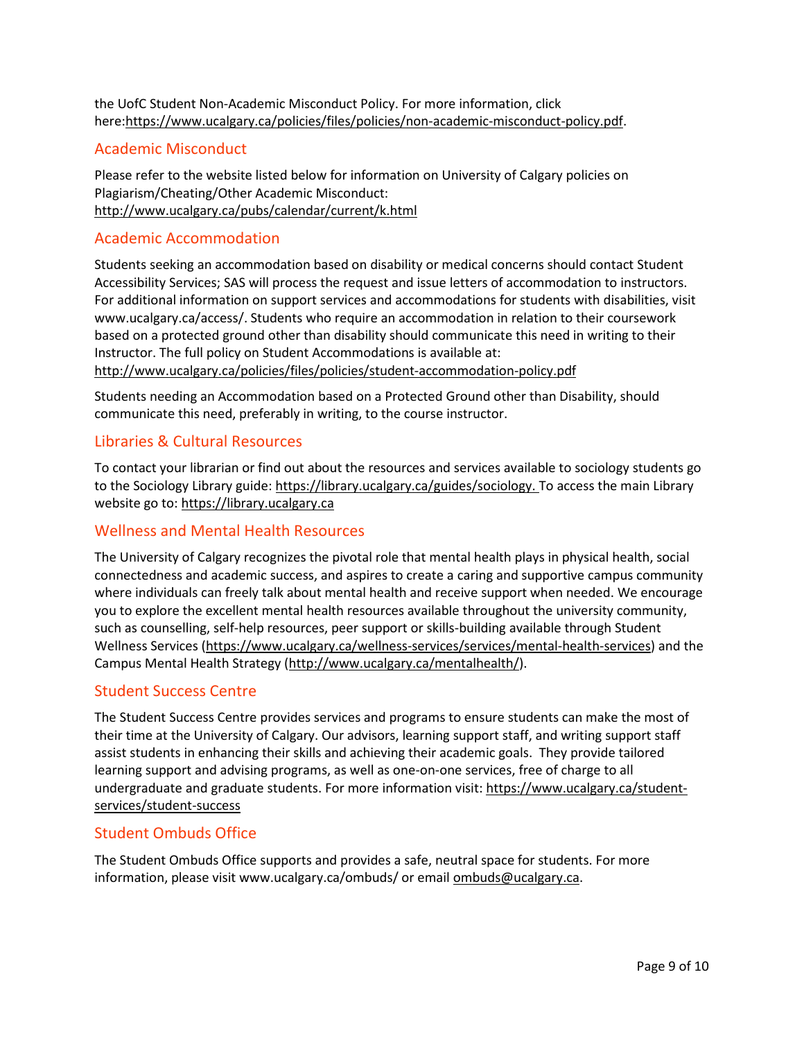the UofC Student Non-Academic Misconduct Policy. For more information, click here:https://www.ucalgary.ca/policies/files/policies/non-academic-misconduct-policy.pdf.

## Academic Misconduct

Please refer to the website listed below for information on University of Calgary policies on Plagiarism/Cheating/Other Academic Misconduct:
http://www.ucalgary.ca/pubs/calendar/current/k.html

## Academic Accommodation

Students seeking an accommodation based on disability or medical concerns should contact Student Accessibility Services; SAS will process the request and issue letters of accommodation to instructors. For additional information on support services and accommodations for students with disabilities, visit www.ucalgary.ca/access/. Students who require an accommodation in relation to their coursework based on a protected ground other than disability should communicate this need in writing to their Instructor. The full policy on Student Accommodations is available at:
http://www.ucalgary.ca/policies/files/policies/student-accommodation-policy.pdf

Students needing an Accommodation based on a Protected Ground other than Disability, should communicate this need, preferably in writing, to the course instructor.

## Libraries & Cultural Resources

To contact your librarian or find out about the resources and services available to sociology students go to the Sociology Library guide: https://library.ucalgary.ca/guides/sociology. To access the main Library website go to: https://library.ucalgary.ca

## Wellness and Mental Health Resources

The University of Calgary recognizes the pivotal role that mental health plays in physical health, social connectedness and academic success, and aspires to create a caring and supportive campus community where individuals can freely talk about mental health and receive support when needed. We encourage you to explore the excellent mental health resources available throughout the university community, such as counselling, self-help resources, peer support or skills-building available through Student Wellness Services (https://www.ucalgary.ca/wellness-services/services/mental-health-services) and the Campus Mental Health Strategy (http://www.ucalgary.ca/mentalhealth/).

## Student Success Centre

The Student Success Centre provides services and programs to ensure students can make the most of their time at the University of Calgary. Our advisors, learning support staff, and writing support staff assist students in enhancing their skills and achieving their academic goals. They provide tailored learning support and advising programs, as well as one-on-one services, free of charge to all undergraduate and graduate students. For more information visit: https://www.ucalgary.ca/student-services/student-success

## Student Ombuds Office

The Student Ombuds Office supports and provides a safe, neutral space for students. For more information, please visit www.ucalgary.ca/ombuds/ or email ombuds@ucalgary.ca.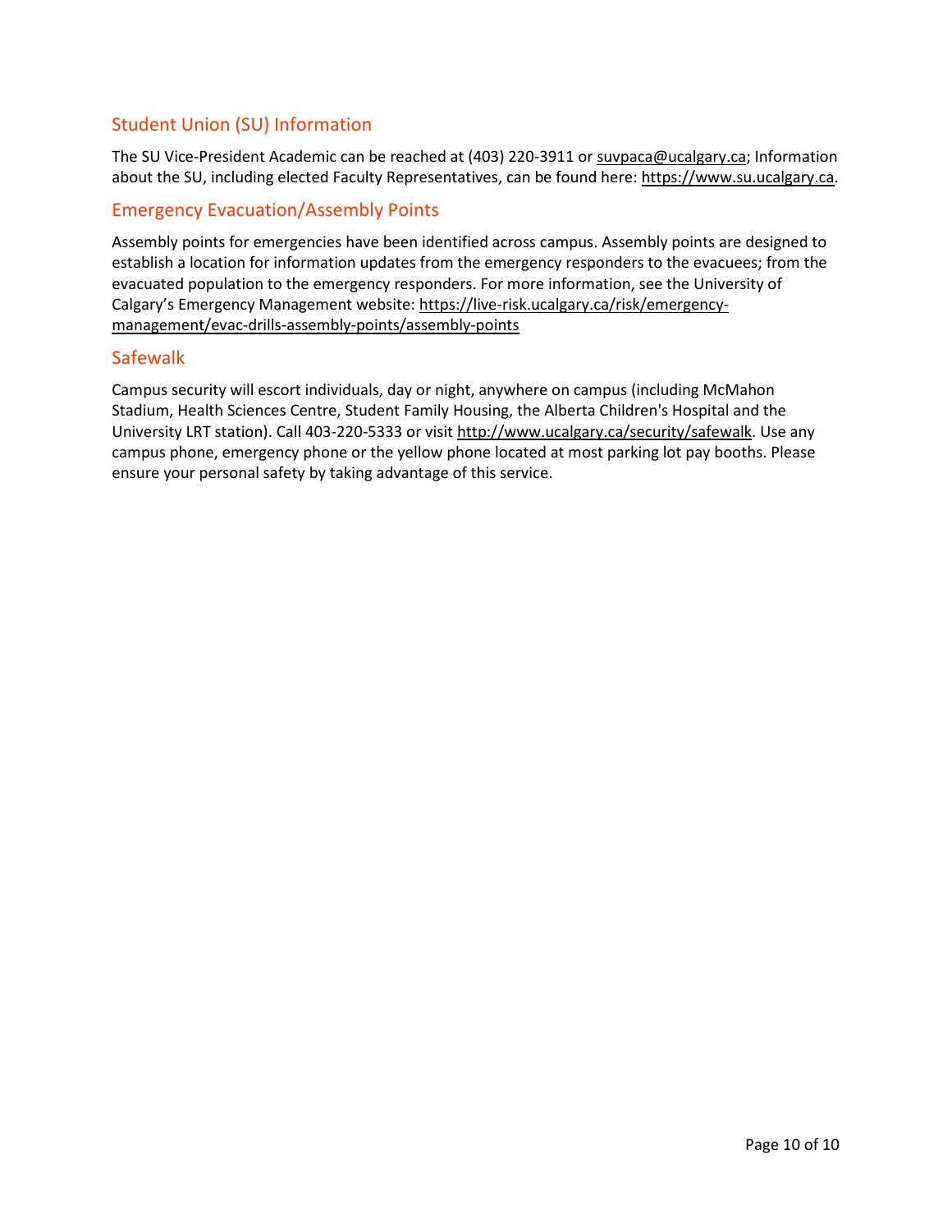## Student Union (SU) Information

The SU Vice-President Academic can be reached at (403) 220-3911 or suvpaca@ucalgary.ca; Information about the SU, including elected Faculty Representatives, can be found here: https://www.su.ucalgary.ca.

## Emergency Evacuation/Assembly Points

Assembly points for emergencies have been identified across campus. Assembly points are designed to establish a location for information updates from the emergency responders to the evacuees; from the evacuated population to the emergency responders. For more information, see the University of Calgary's Emergency Management website: https://live-risk.ucalgary.ca/risk/emergency-management/evac-drills-assembly-points/assembly-points

## Safewalk

Campus security will escort individuals, day or night, anywhere on campus (including McMahon Stadium, Health Sciences Centre, Student Family Housing, the Alberta Children's Hospital and the University LRT station). Call 403-220-5333 or visit http://www.ucalgary.ca/security/safewalk. Use any campus phone, emergency phone or the yellow phone located at most parking lot pay booths. Please ensure your personal safety by taking advantage of this service.